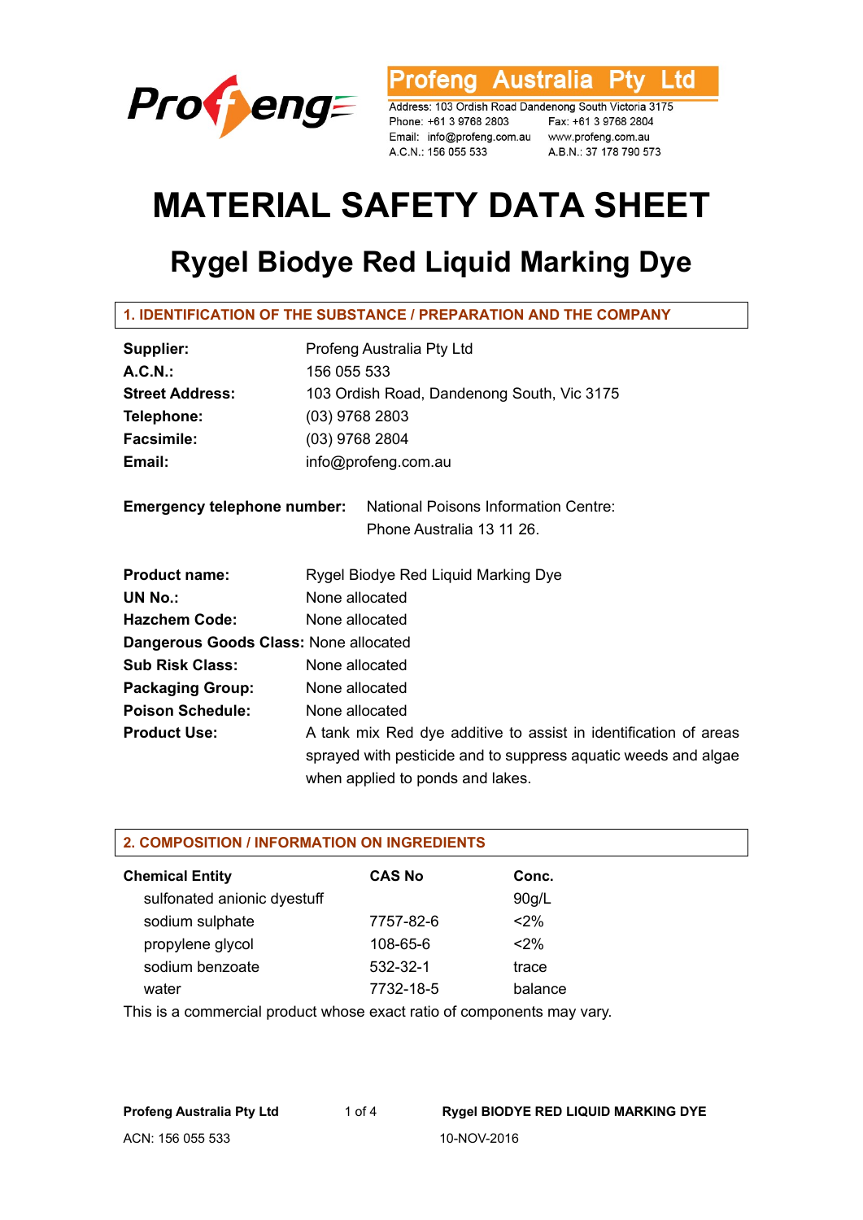Profeng Australia Pty Ltd

Address: 103 Ordish Road Dandenong South Victoria 3175
Phone: +61 3 9768 2803 Fax: +61 3 9768 2804
Email: info@profeng.com.au www.profeng.com.au
A.C.N.: 156 055 533 A.B.N.: 37 178 790 573

# MATERIAL SAFETY DATA SHEET

## Rygel Biodye Red Liquid Marking Dye

### 1. IDENTIFICATION OF THE SUBSTANCE / PREPARATION AND THE COMPANY

**Supplier:** Profeng Australia Pty Ltd
**A.C.N.:** 156 055 533
**Street Address:** 103 Ordish Road, Dandenong South, Vic 3175
**Telephone:** (03) 9768 2803
**Facsimile:** (03) 9768 2804
**Email:** info@profeng.com.au

**Emergency telephone number:** National Poisons Information Centre:
Phone Australia 13 11 26.

**Product name:** Rygel Biodye Red Liquid Marking Dye
**UN No.:** None allocated
**Hazchem Code:** None allocated
**Dangerous Goods Class:** None allocated
**Sub Risk Class:** None allocated
**Packaging Group:** None allocated
**Poison Schedule:** None allocated
**Product Use:** A tank mix Red dye additive to assist in identification of areas sprayed with pesticide and to suppress aquatic weeds and algae when applied to ponds and lakes.

### 2. COMPOSITION / INFORMATION ON INGREDIENTS

| Chemical Entity | CAS No | Conc. |
|---|---|---|
| sulfonated anionic dyestuff | | 90g/L |
| sodium sulphate | 7757-82-6 | <2% |
| propylene glycol | 108-65-6 | <2% |
| sodium benzoate | 532-32-1 | trace |
| water | 7732-18-5 | balance |

This is a commercial product whose exact ratio of components may vary.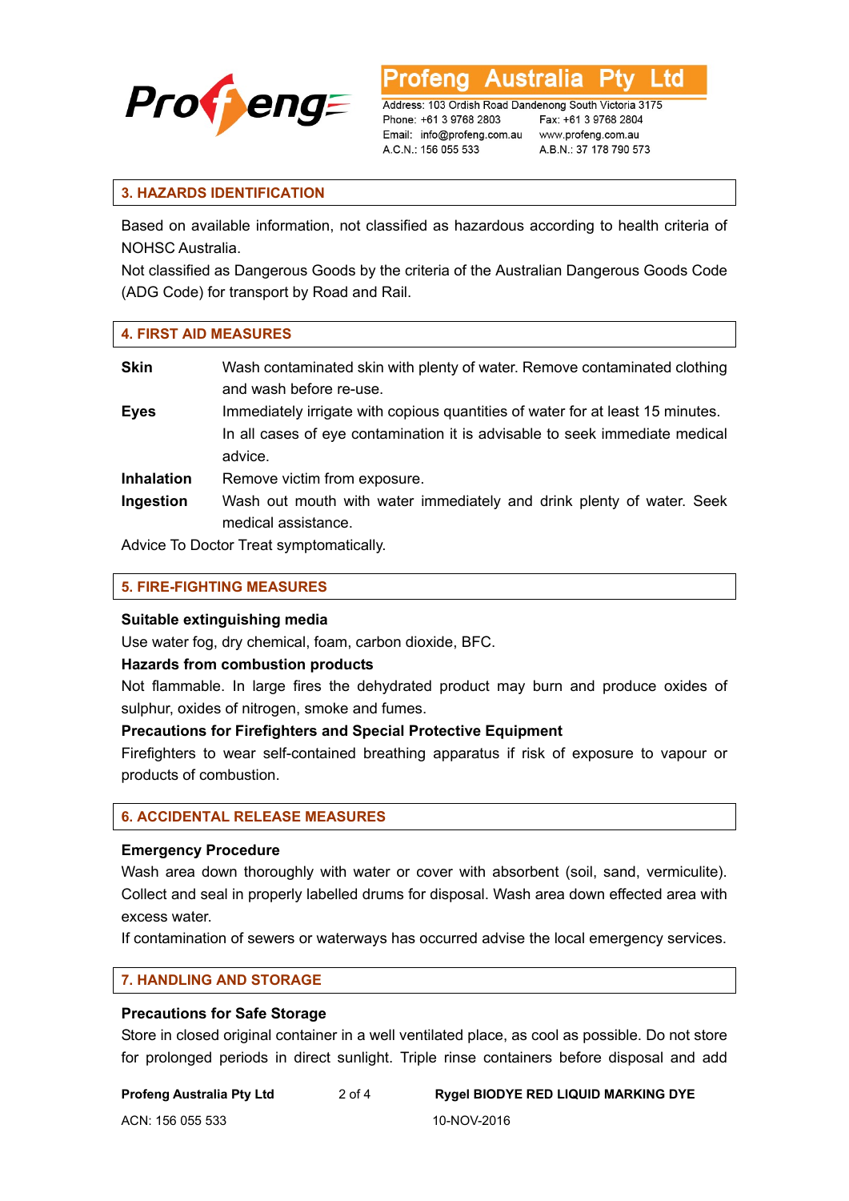## 3. HAZARDS IDENTIFICATION

Based on available information, not classified as hazardous according to health criteria of NOHSC Australia.

Not classified as Dangerous Goods by the criteria of the Australian Dangerous Goods Code (ADG Code) for transport by Road and Rail.

## 4. FIRST AID MEASURES

**Skin** Wash contaminated skin with plenty of water. Remove contaminated clothing and wash before re-use.

**Eyes** Immediately irrigate with copious quantities of water for at least 15 minutes. In all cases of eye contamination it is advisable to seek immediate medical advice.

**Inhalation** Remove victim from exposure.

**Ingestion** Wash out mouth with water immediately and drink plenty of water. Seek medical assistance.

Advice To Doctor Treat symptomatically.

## 5. FIRE-FIGHTING MEASURES

**Suitable extinguishing media**

Use water fog, dry chemical, foam, carbon dioxide, BFC.

**Hazards from combustion products**

Not flammable. In large fires the dehydrated product may burn and produce oxides of sulphur, oxides of nitrogen, smoke and fumes.

**Precautions for Firefighters and Special Protective Equipment**

Firefighters to wear self-contained breathing apparatus if risk of exposure to vapour or products of combustion.

## 6. ACCIDENTAL RELEASE MEASURES

**Emergency Procedure**

Wash area down thoroughly with water or cover with absorbent (soil, sand, vermiculite). Collect and seal in properly labelled drums for disposal. Wash area down effected area with excess water.

If contamination of sewers or waterways has occurred advise the local emergency services.

## 7. HANDLING AND STORAGE

**Precautions for Safe Storage**

Store in closed original container in a well ventilated place, as cool as possible. Do not store for prolonged periods in direct sunlight. Triple rinse containers before disposal and add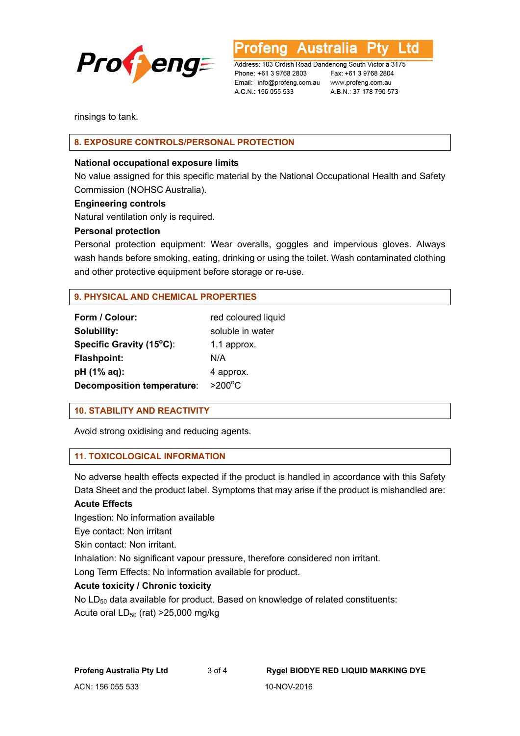rinsings to tank.

## 8. EXPOSURE CONTROLS/PERSONAL PROTECTION

**National occupational exposure limits**

No value assigned for this specific material by the National Occupational Health and Safety Commission (NOHSC Australia).

**Engineering controls**

Natural ventilation only is required.

**Personal protection**

Personal protection equipment: Wear overalls, goggles and impervious gloves. Always wash hands before smoking, eating, drinking or using the toilet. Wash contaminated clothing and other protective equipment before storage or re-use.

## 9. PHYSICAL AND CHEMICAL PROPERTIES

| | |
|---|---|
| **Form / Colour:** | red coloured liquid |
| **Solubility:** | soluble in water |
| **Specific Gravity (15°C)**: | 1.1 approx. |
| **Flashpoint:** | N/A |
| **pH (1% aq):** | 4 approx. |
| **Decomposition temperature**: | >200°C |

## 10. STABILITY AND REACTIVITY

Avoid strong oxidising and reducing agents.

## 11. TOXICOLOGICAL INFORMATION

No adverse health effects expected if the product is handled in accordance with this Safety Data Sheet and the product label. Symptoms that may arise if the product is mishandled are:

**Acute Effects**

Ingestion: No information available

Eye contact: Non irritant

Skin contact: Non irritant.

Inhalation: No significant vapour pressure, therefore considered non irritant.

Long Term Effects: No information available for product.

**Acute toxicity / Chronic toxicity**

No $LD_{50}$ data available for product. Based on knowledge of related constituents:

Acute oral $LD_{50}$ (rat) >25,000 mg/kg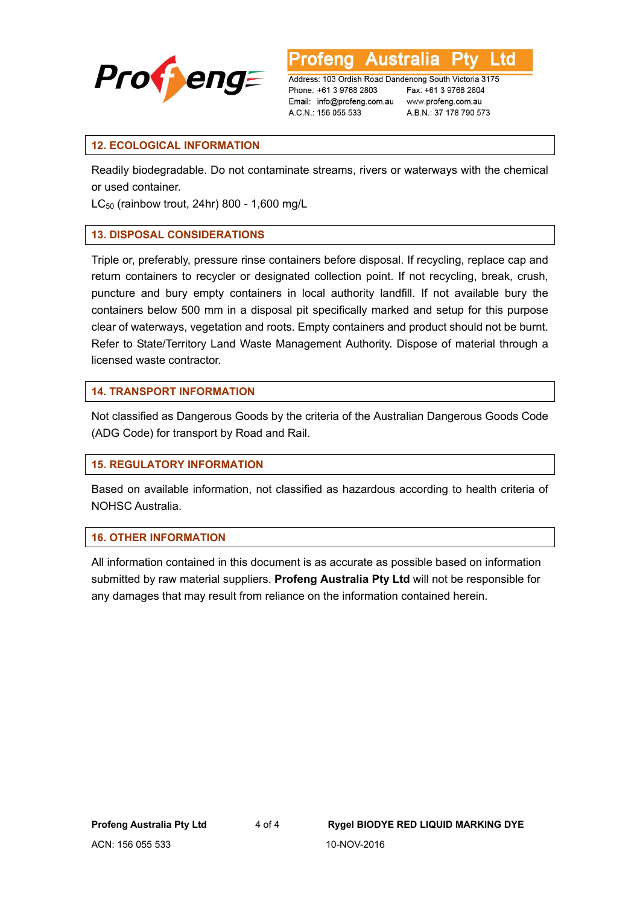## 12. ECOLOGICAL INFORMATION

Readily biodegradable. Do not contaminate streams, rivers or waterways with the chemical or used container.

$LC_{50}$ (rainbow trout, 24hr) 800 - 1,600 mg/L

## 13. DISPOSAL CONSIDERATIONS

Triple or, preferably, pressure rinse containers before disposal. If recycling, replace cap and return containers to recycler or designated collection point. If not recycling, break, crush, puncture and bury empty containers in local authority landfill. If not available bury the containers below 500 mm in a disposal pit specifically marked and setup for this purpose clear of waterways, vegetation and roots. Empty containers and product should not be burnt. Refer to State/Territory Land Waste Management Authority. Dispose of material through a licensed waste contractor.

## 14. TRANSPORT INFORMATION

Not classified as Dangerous Goods by the criteria of the Australian Dangerous Goods Code (ADG Code) for transport by Road and Rail.

## 15. REGULATORY INFORMATION

Based on available information, not classified as hazardous according to health criteria of NOHSC Australia.

## 16. OTHER INFORMATION

All information contained in this document is as accurate as possible based on information submitted by raw material suppliers. **Profeng Australia Pty Ltd** will not be responsible for any damages that may result from reliance on the information contained herein.